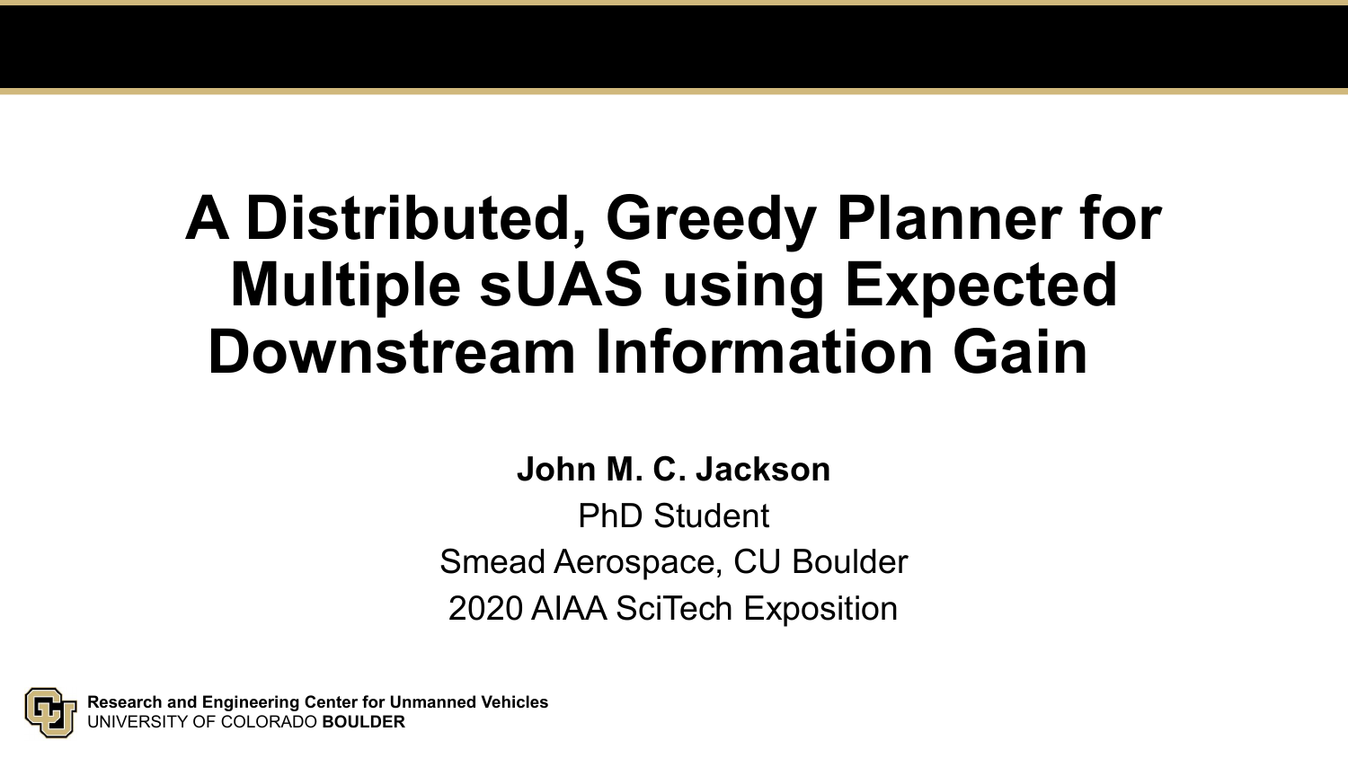# A Distributed, Greedy Planner for Multiple sUAS using Expected Downstream Information Gain

**John M. C. Jackson**

PhD Student

Smead Aerospace, CU Boulder

2020 AIAA SciTech Exposition

**Research and Engineering Center for Unmanned Vehicles**
UNIVERSITY OF COLORADO **BOULDER**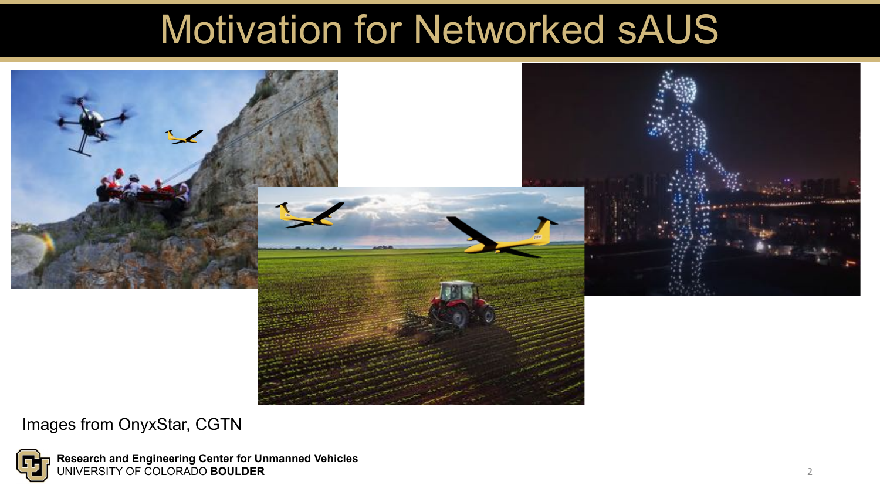# Motivation for Networked sAUS

Images from OnyxStar, CGTN

**Research and Engineering Center for Unmanned Vehicles**
UNIVERSITY OF COLORADO **BOULDER**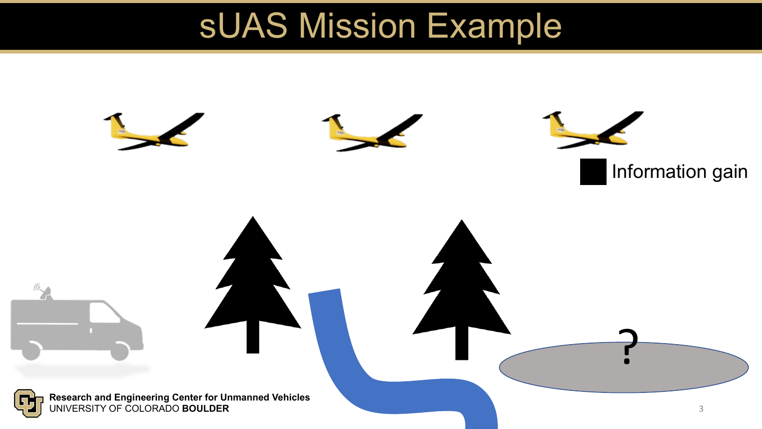# sUAS Mission Example

Information gain

?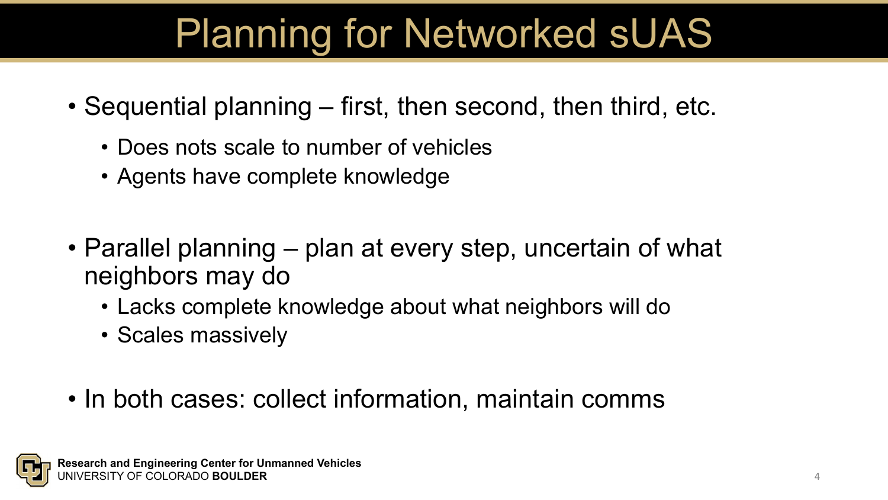# Planning for Networked sUAS

- Sequential planning – first, then second, then third, etc.
  - Does nots scale to number of vehicles
  - Agents have complete knowledge

- Parallel planning – plan at every step, uncertain of what neighbors may do
  - Lacks complete knowledge about what neighbors will do
  - Scales massively

- In both cases: collect information, maintain comms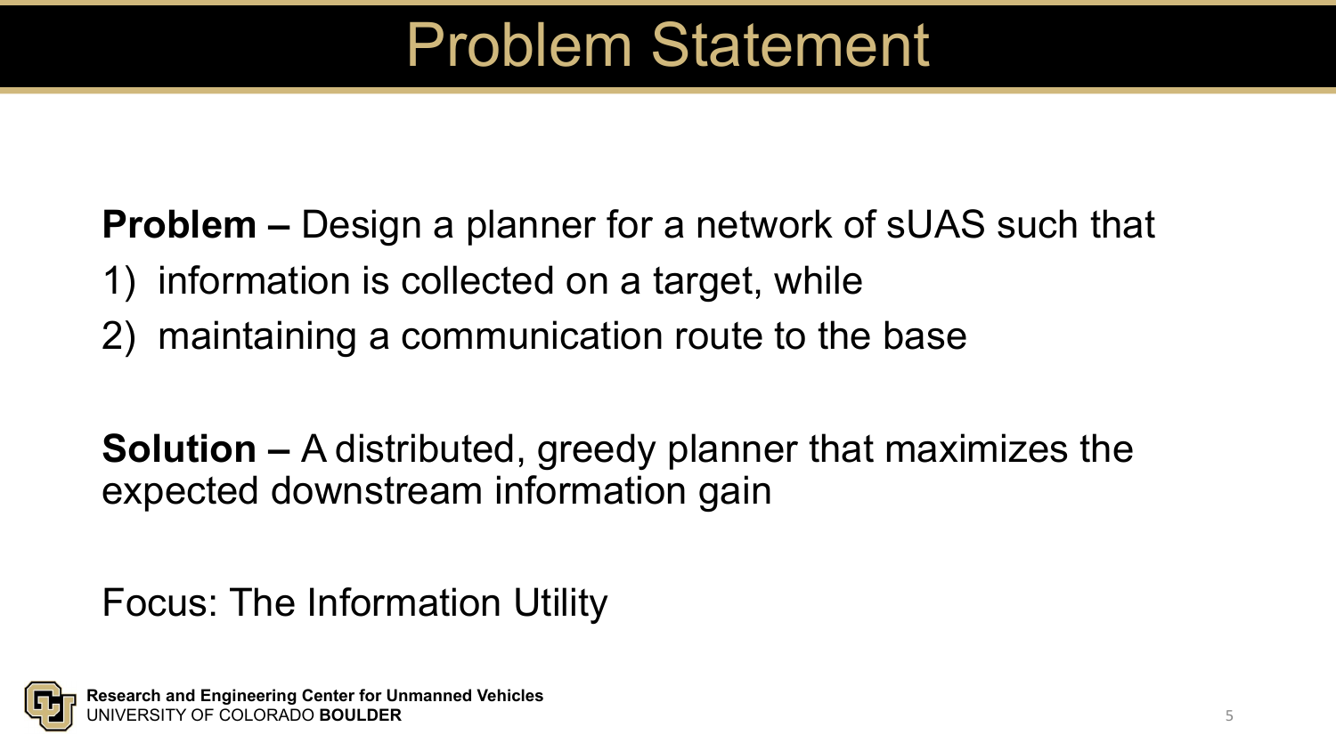# Problem Statement

**Problem –** Design a planner for a network of sUAS such that

1) information is collected on a target, while
2) maintaining a communication route to the base

**Solution –** A distributed, greedy planner that maximizes the expected downstream information gain

Focus: The Information Utility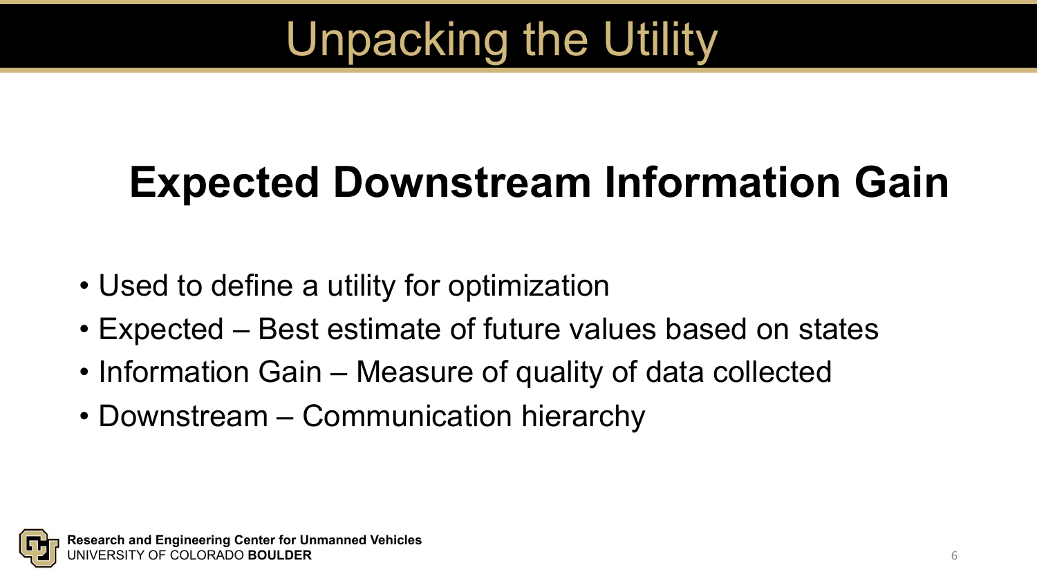# Unpacking the Utility

## Expected Downstream Information Gain

- Used to define a utility for optimization
- Expected – Best estimate of future values based on states
- Information Gain – Measure of quality of data collected
- Downstream – Communication hierarchy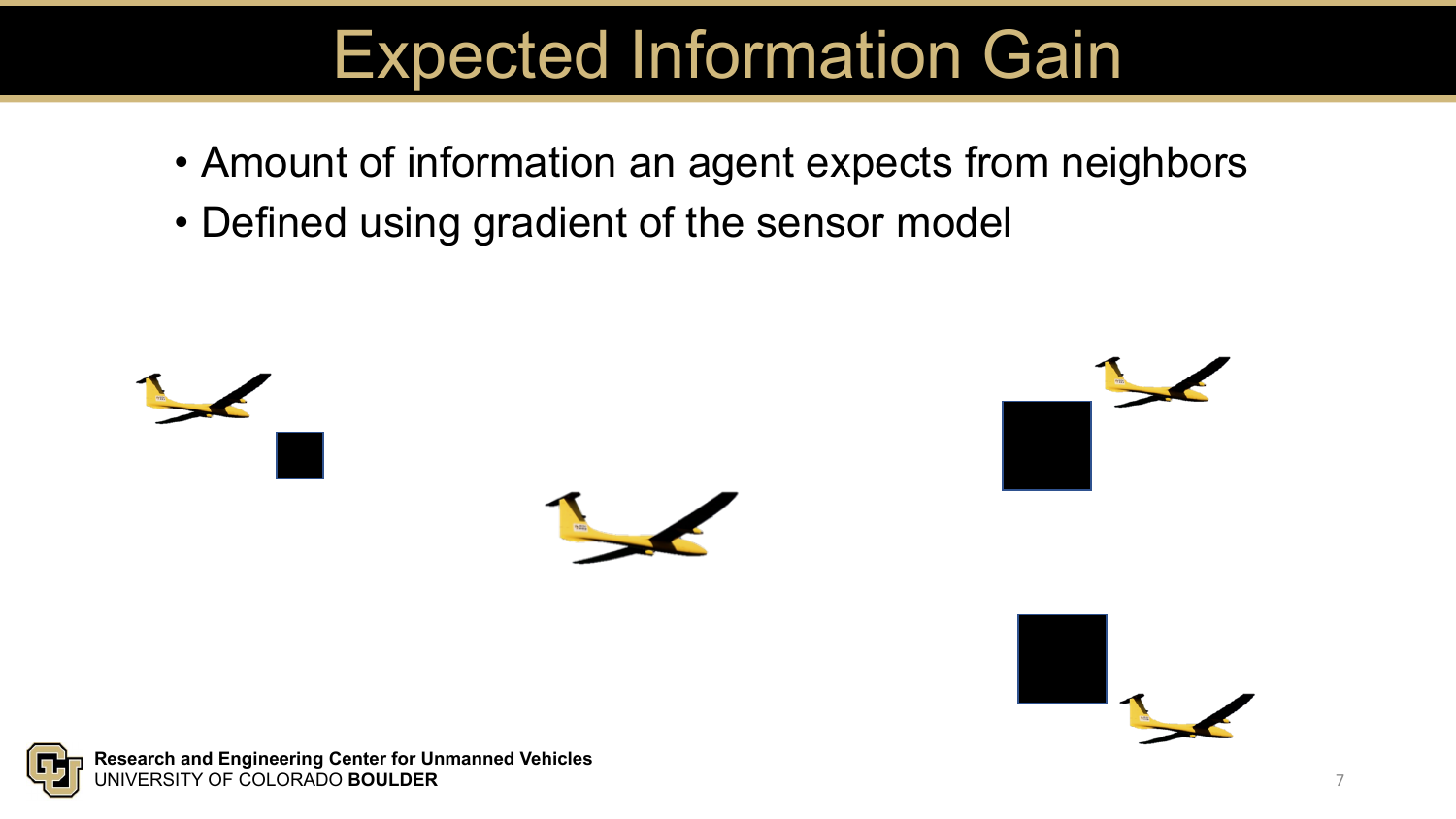# Expected Information Gain

- Amount of information an agent expects from neighbors
- Defined using gradient of the sensor model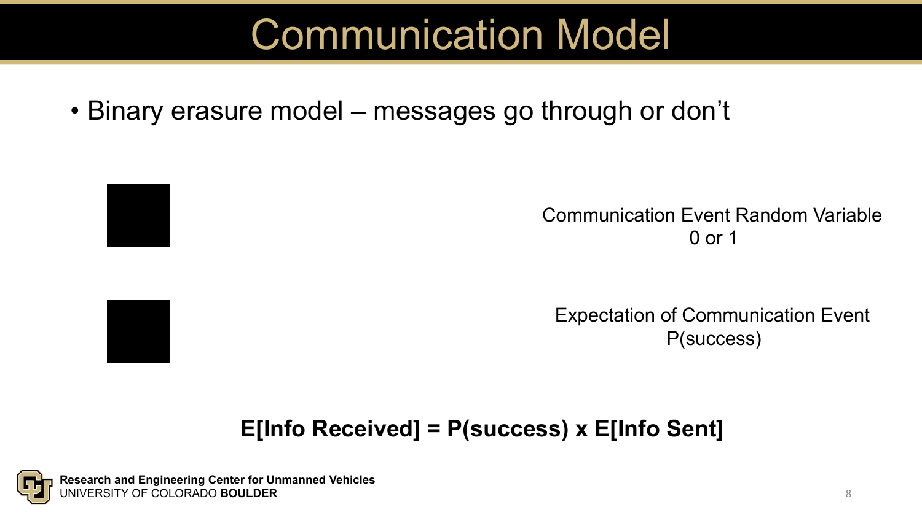# Communication Model

- Binary erasure model – messages go through or don't

Communication Event Random Variable
0 or 1

Expectation of Communication Event
P(success)

**E[Info Received] = P(success) x E[Info Sent]**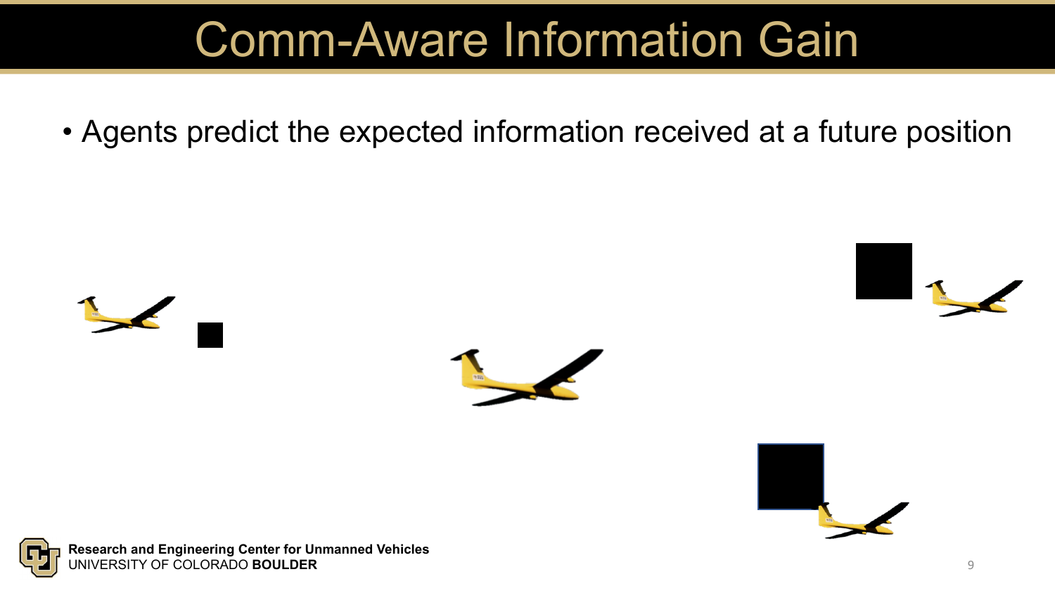# Comm-Aware Information Gain

- Agents predict the expected information received at a future position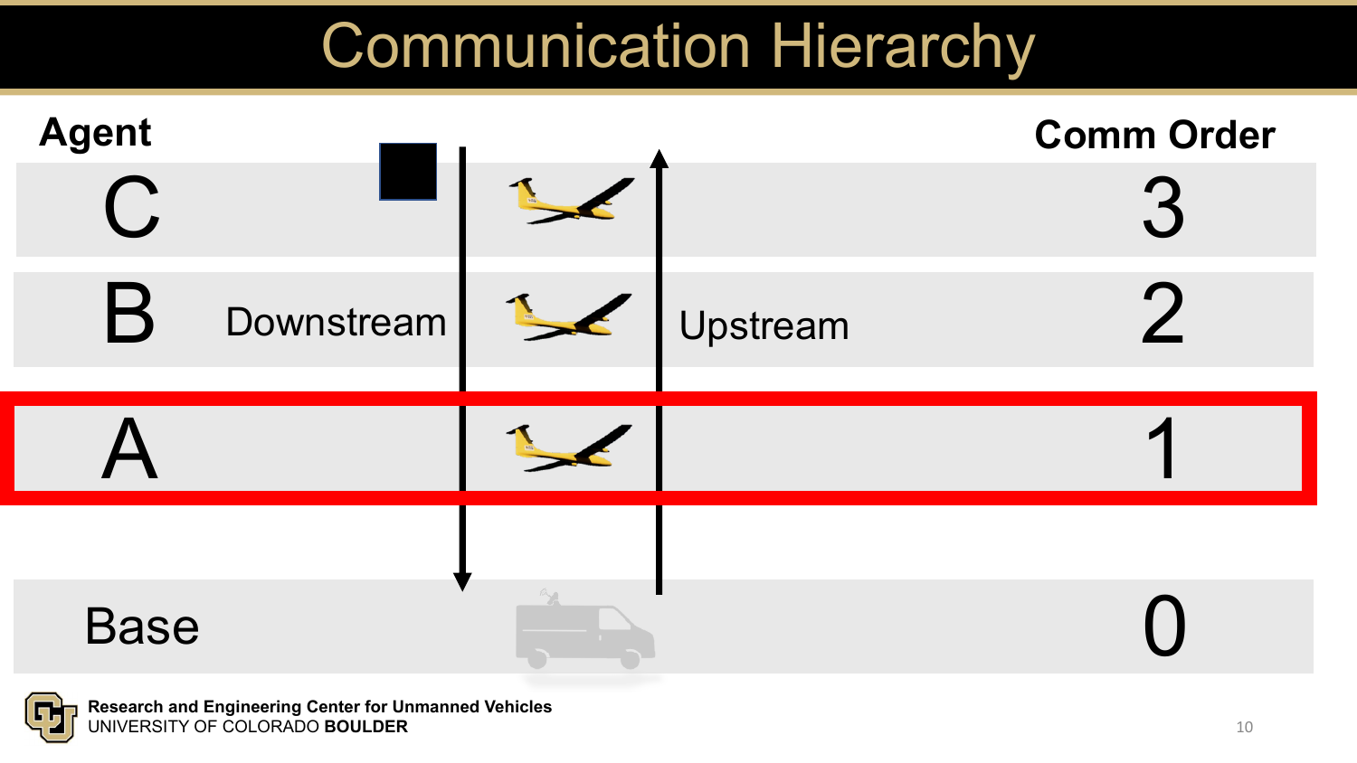# Communication Hierarchy

| Agent | | Comm Order |
|---|---|---|
| C | | 3 |
| B | Downstream / Upstream | 2 |
| A | | 1 |
| Base | | 0 |

Research and Engineering Center for Unmanned Vehicles
UNIVERSITY OF COLORADO **BOULDER**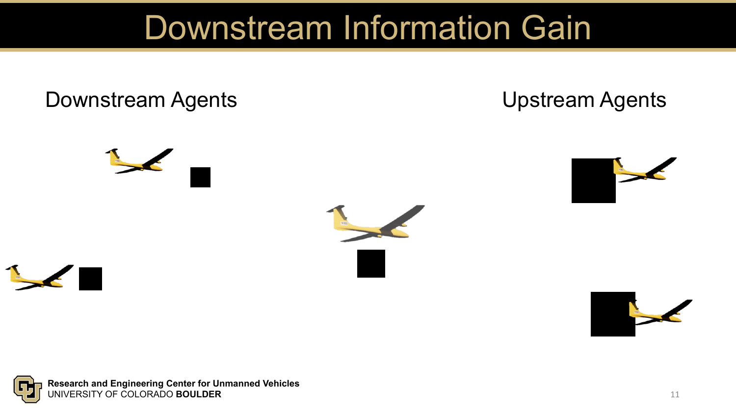# Downstream Information Gain

Downstream Agents

Upstream Agents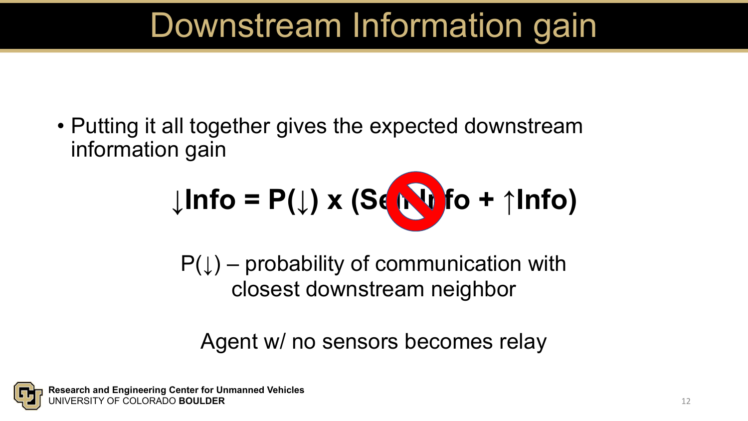# Downstream Information gain

- Putting it all together gives the expected downstream information gain

$$\downarrow\text{Info} = P(\downarrow) \times (\text{Self Info} + \uparrow\text{Info})$$

$P(\downarrow)$ – probability of communication with closest downstream neighbor

Agent w/ no sensors becomes relay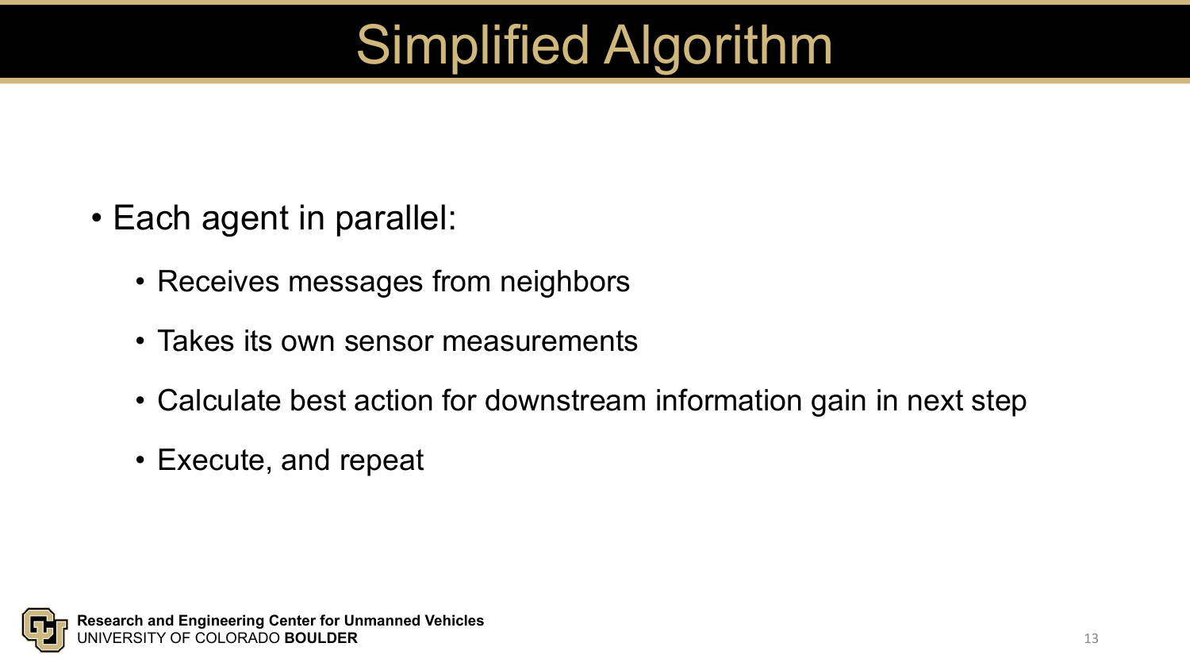# Simplified Algorithm

- Each agent in parallel:
  - Receives messages from neighbors
  - Takes its own sensor measurements
  - Calculate best action for downstream information gain in next step
  - Execute, and repeat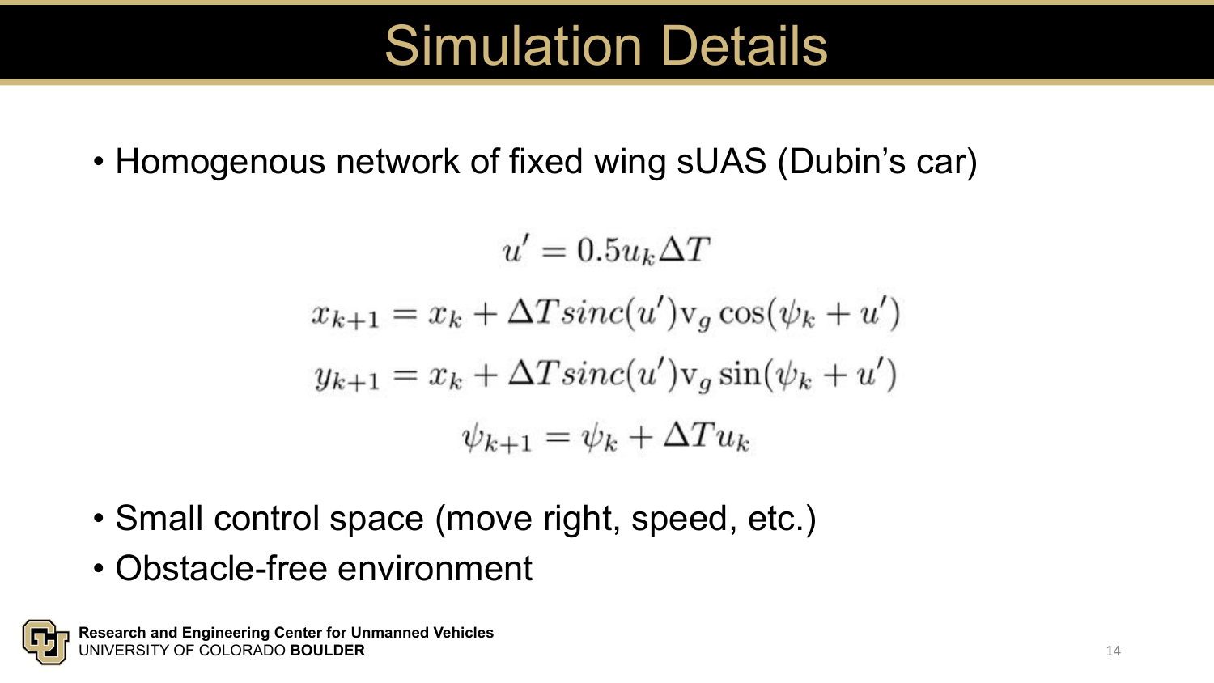# Simulation Details

- Homogenous network of fixed wing sUAS (Dubin's car)

$$u' = 0.5 u_k \Delta T$$

$$x_{k+1} = x_k + \Delta T sinc(u') \mathrm{v}_g \cos(\psi_k + u')$$

$$y_{k+1} = x_k + \Delta T sinc(u') \mathrm{v}_g \sin(\psi_k + u')$$

$$\psi_{k+1} = \psi_k + \Delta T u_k$$

- Small control space (move right, speed, etc.)
- Obstacle-free environment

**Research and Engineering Center for Unmanned Vehicles**
UNIVERSITY OF COLORADO **BOULDER**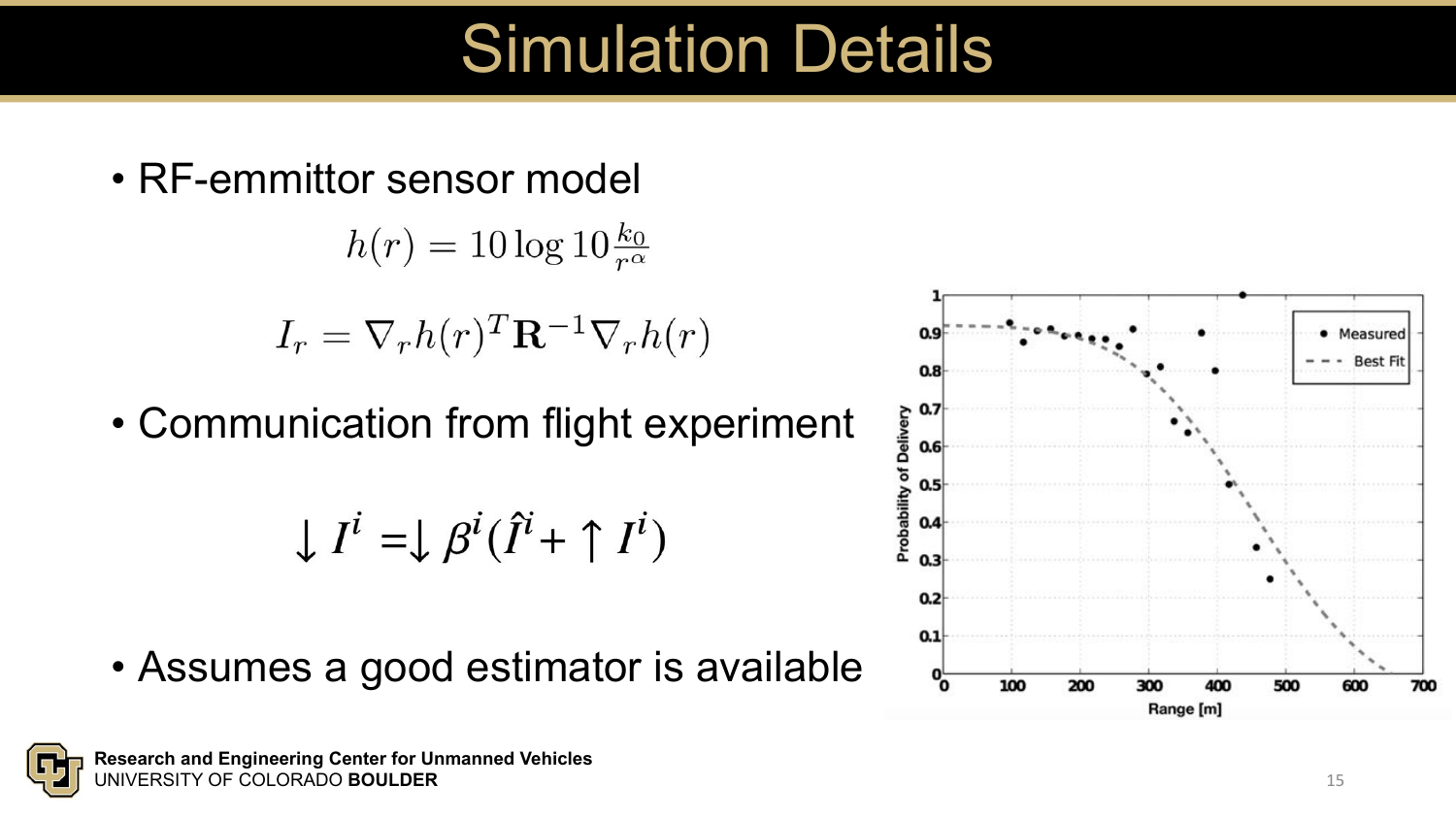# Simulation Details

- RF-emmittor sensor model

$$h(r) = 10 \log 10 \frac{k_0}{r^\alpha}$$

$$I_r = \nabla_r h(r)^T \mathbf{R}^{-1} \nabla_r h(r)$$

- Communication from flight experiment

$$\downarrow I^i = \downarrow \beta^i (\hat{I}^i + \uparrow I^i)$$

- Assumes a good estimator is available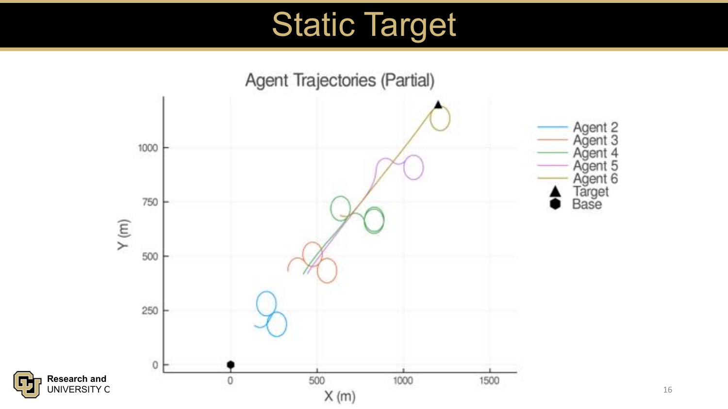# Static Target

Agent Trajectories (Partial)

Agent 2
Agent 3
Agent 4
Agent 5
Agent 6
Target
Base

X (m)

Y (m)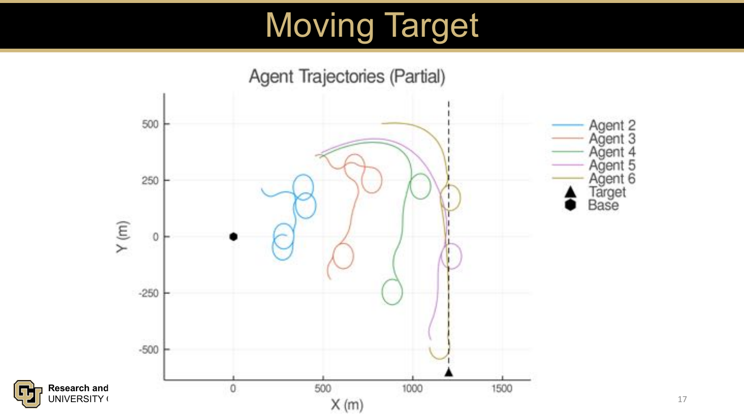# Moving Target

Agent Trajectories (Partial)

Agent 2
Agent 3
Agent 4
Agent 5
Agent 6
Target
Base

Y (m)

X (m)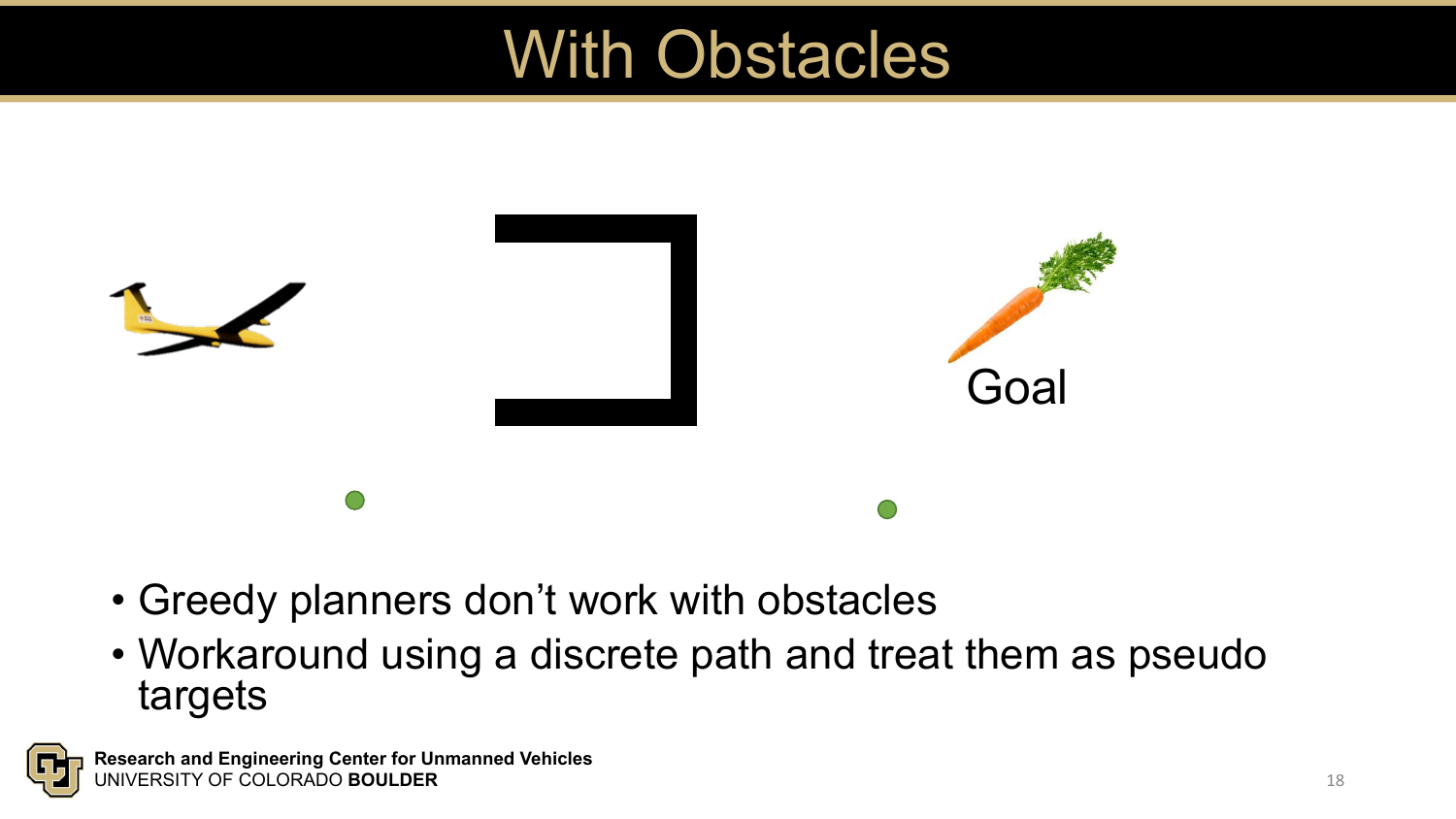# With Obstacles

Goal

- Greedy planners don't work with obstacles
- Workaround using a discrete path and treat them as pseudo targets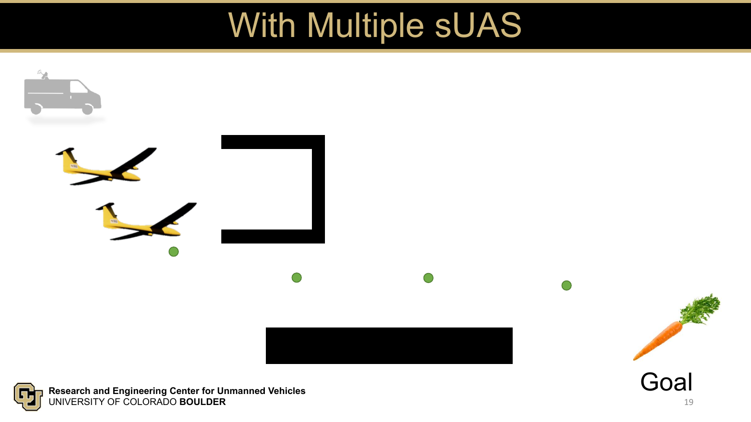# With Multiple sUAS

Goal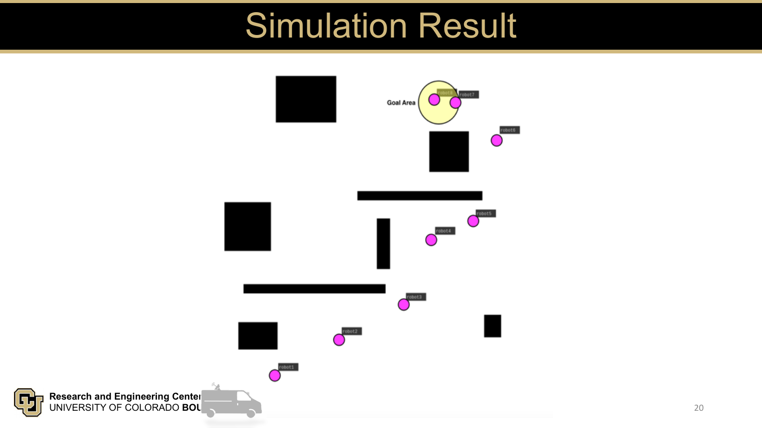# Simulation Result

Goal Area

robot8

robot7

robot6

robot5

robot4

robot3

robot2

robot1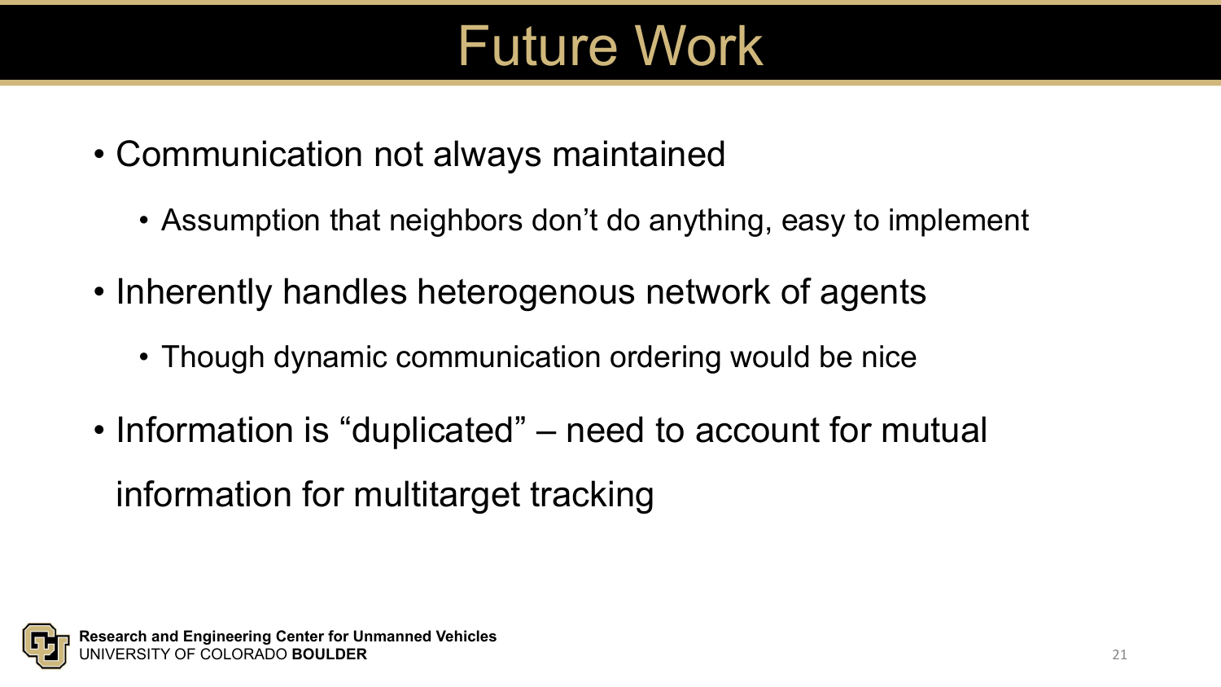# Future Work

- Communication not always maintained
  - Assumption that neighbors don't do anything, easy to implement
- Inherently handles heterogenous network of agents
  - Though dynamic communication ordering would be nice
- Information is "duplicated" – need to account for mutual information for multitarget tracking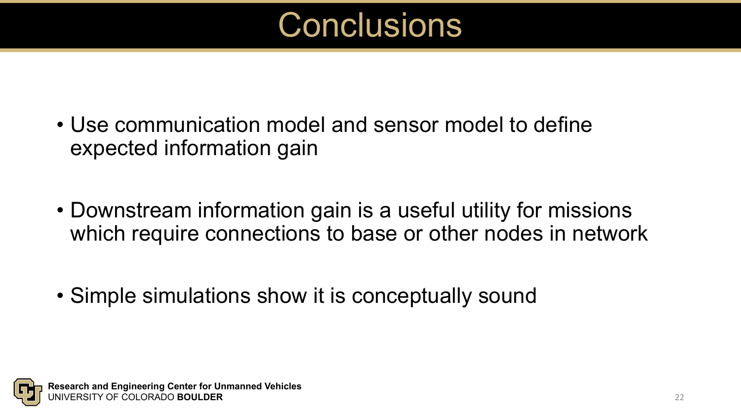# Conclusions

- Use communication model and sensor model to define expected information gain
- Downstream information gain is a useful utility for missions which require connections to base or other nodes in network
- Simple simulations show it is conceptually sound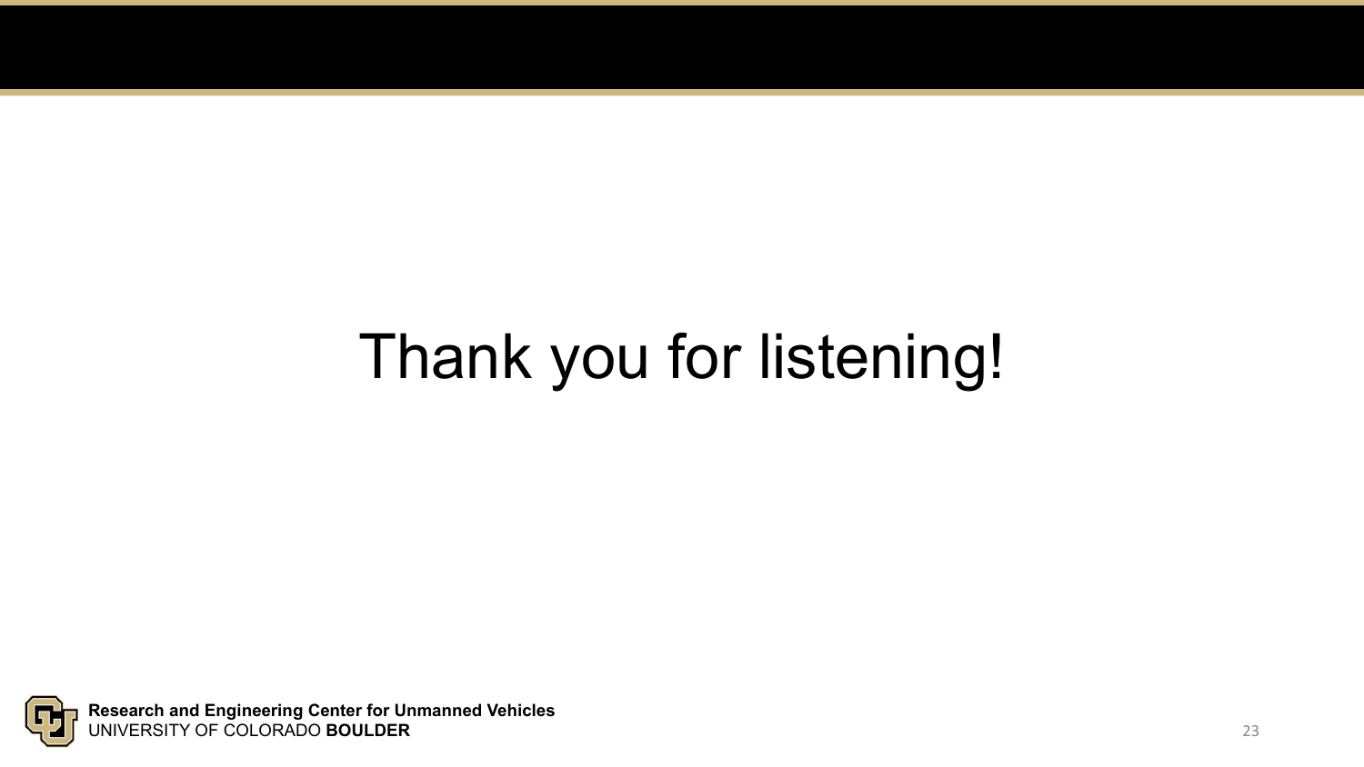# Thank you for listening!